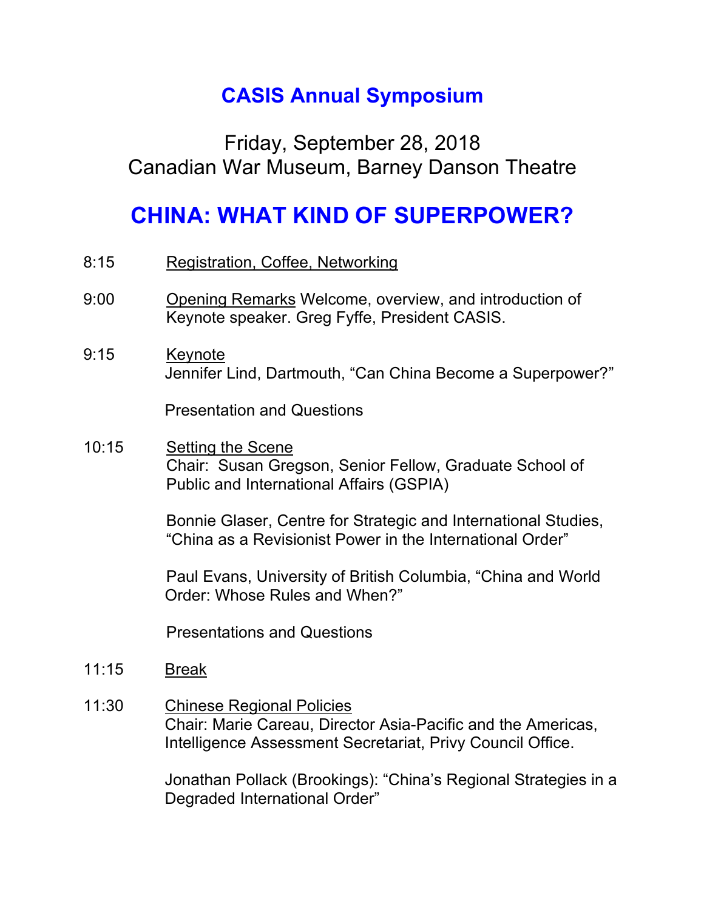# CASIS Annual Symposium

Friday, September 28, 2018
Canadian War Museum, Barney Danson Theatre

## CHINA: WHAT KIND OF SUPERPOWER?

8:15 Registration, Coffee, Networking

9:00 Opening Remarks Welcome, overview, and introduction of Keynote speaker. Greg Fyffe, President CASIS.

9:15 Keynote
Jennifer Lind, Dartmouth, "Can China Become a Superpower?"

Presentation and Questions

10:15 Setting the Scene
Chair: Susan Gregson, Senior Fellow, Graduate School of Public and International Affairs (GSPIA)

Bonnie Glaser, Centre for Strategic and International Studies, "China as a Revisionist Power in the International Order"

Paul Evans, University of British Columbia, "China and World Order: Whose Rules and When?"

Presentations and Questions

11:15 Break

11:30 Chinese Regional Policies
Chair: Marie Careau, Director Asia-Pacific and the Americas, Intelligence Assessment Secretariat, Privy Council Office.

Jonathan Pollack (Brookings): "China's Regional Strategies in a Degraded International Order"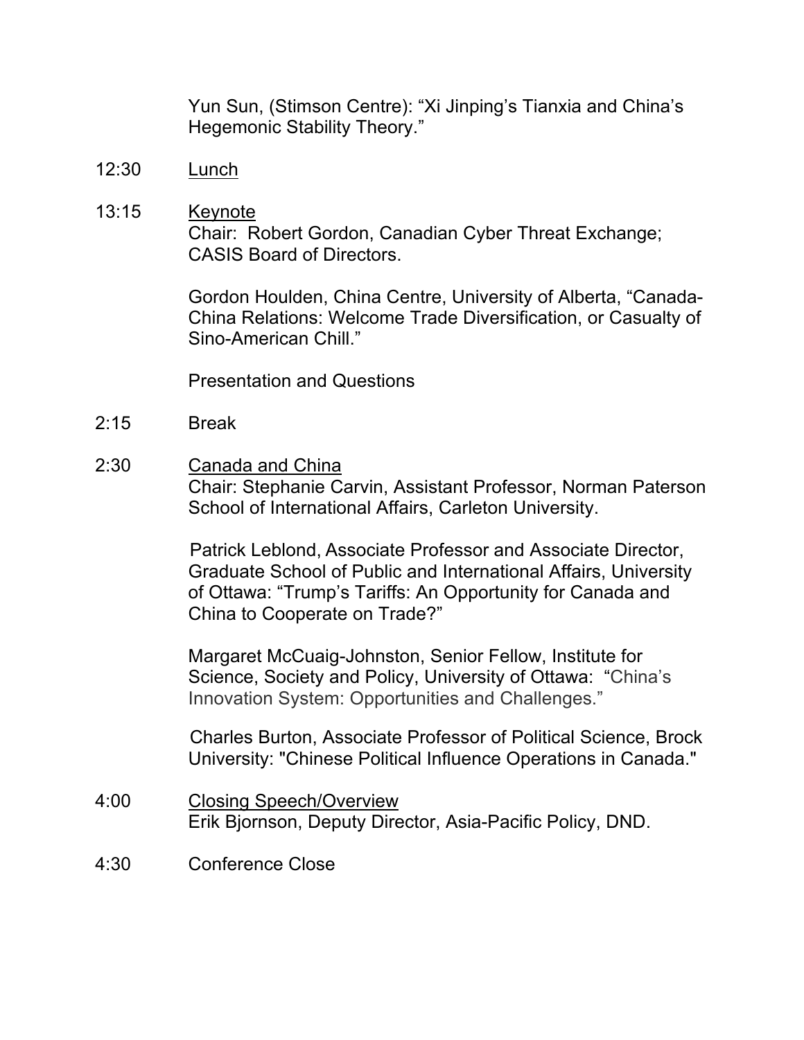Yun Sun, (Stimson Centre): “Xi Jinping’s Tianxia and China’s Hegemonic Stability Theory.”

12:30 <u>Lunch</u>

13:15 <u>Keynote</u>
Chair: Robert Gordon, Canadian Cyber Threat Exchange; CASIS Board of Directors.

Gordon Houlden, China Centre, University of Alberta, “Canada-China Relations: Welcome Trade Diversification, or Casualty of Sino-American Chill.”

Presentation and Questions

2:15 Break

2:30 <u>Canada and China</u>
Chair: Stephanie Carvin, Assistant Professor, Norman Paterson School of International Affairs, Carleton University.

Patrick Leblond, Associate Professor and Associate Director, Graduate School of Public and International Affairs, University of Ottawa: “Trump’s Tariffs: An Opportunity for Canada and China to Cooperate on Trade?”

Margaret McCuaig-Johnston, Senior Fellow, Institute for Science, Society and Policy, University of Ottawa: “China’s Innovation System: Opportunities and Challenges.”

Charles Burton, Associate Professor of Political Science, Brock University: "Chinese Political Influence Operations in Canada."

4:00 <u>Closing Speech/Overview</u>
Erik Bjornson, Deputy Director, Asia-Pacific Policy, DND.

4:30 Conference Close